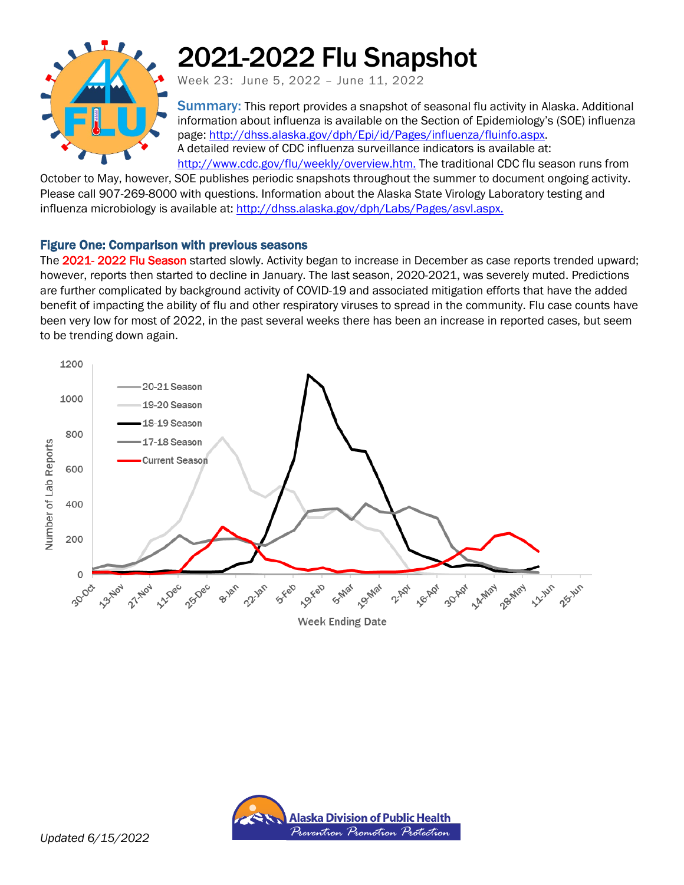# 2021-2022 Flu Snapshot

Week 23: June 5, 2022 – June 11, 2022

**Summary:** This report provides a snapshot of seasonal flu activity in Alaska. Additional information about influenza is available on the Section of Epidemiology's (SOE) influenza page: http://dhss.alaska.gov/dph/Epi/id/Pages/influenza/fluinfo.aspx. A detailed review of CDC influenza surveillance indicators is available at: http://www.cdc.gov/flu/weekly/overview.htm. The traditional CDC flu season runs from October to May, however, SOE publishes periodic snapshots throughout the summer to document ongoing activity. Please call 907-269-8000 with questions. Information about the Alaska State Virology Laboratory testing and influenza microbiology is available at: http://dhss.alaska.gov/dph/Labs/Pages/asvl.aspx.

## Figure One: Comparison with previous seasons

The 2021- 2022 Flu Season started slowly. Activity began to increase in December as case reports trended upward; however, reports then started to decline in January. The last season, 2020-2021, was severely muted. Predictions are further complicated by background activity of COVID-19 and associated mitigation efforts that have the added benefit of impacting the ability of flu and other respiratory viruses to spread in the community. Flu case counts have been very low for most of 2022, in the past several weeks there has been an increase in reported cases, but seem to be trending down again.

*Updated 6/15/2022*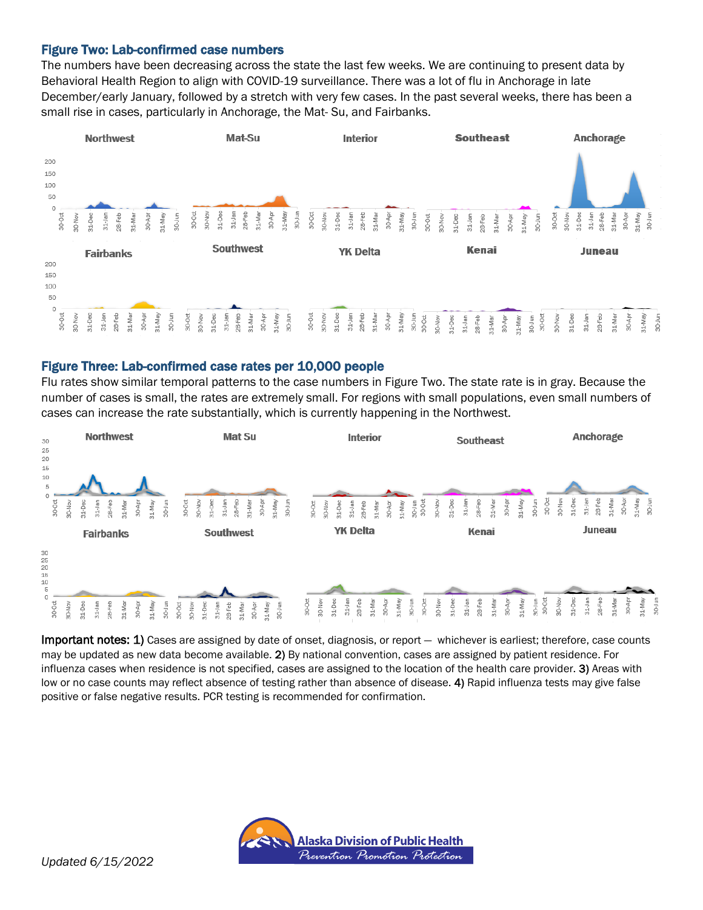## Figure Two: Lab-confirmed case numbers

The numbers have been decreasing across the state the last few weeks. We are continuing to present data by Behavioral Health Region to align with COVID-19 surveillance. There was a lot of flu in Anchorage in late December/early January, followed by a stretch with very few cases. In the past several weeks, there has been a small rise in cases, particularly in Anchorage, the Mat- Su, and Fairbanks.

## Figure Three: Lab-confirmed case rates per 10,000 people

Flu rates show similar temporal patterns to the case numbers in Figure Two. The state rate is in gray. Because the number of cases is small, the rates are extremely small. For regions with small populations, even small numbers of cases can increase the rate substantially, which is currently happening in the Northwest.

**Important notes: 1)** Cases are assigned by date of onset, diagnosis, or report — whichever is earliest; therefore, case counts may be updated as new data become available. **2)** By national convention, cases are assigned by patient residence. For influenza cases when residence is not specified, cases are assigned to the location of the health care provider. **3)** Areas with low or no case counts may reflect absence of testing rather than absence of disease. **4)** Rapid influenza tests may give false positive or false negative results. PCR testing is recommended for confirmation.

*Updated 6/15/2022*

Alaska Division of Public Health
*Prevention Promotion Protection*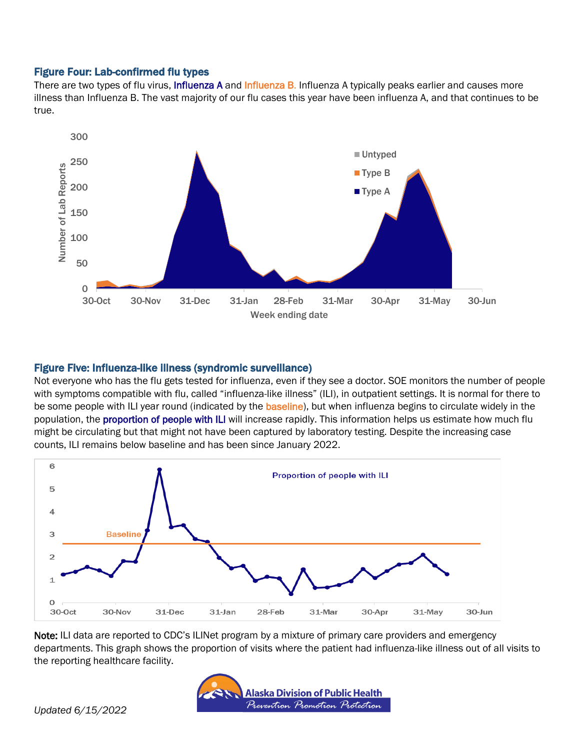### Figure Four: Lab-confirmed flu types

There are two types of flu virus, Influenza A and Influenza B. Influenza A typically peaks earlier and causes more illness than Influenza B. The vast majority of our flu cases this year have been influenza A, and that continues to be true.

300
250
200
150
100
50
0

Number of Lab Reports

30-Oct 30-Nov 31-Dec 31-Jan 28-Feb 31-Mar 30-Apr 31-May 30-Jun

Week ending date

Untyped
Type B
Type A

### Figure Five: Influenza-like illness (syndromic surveillance)

Not everyone who has the flu gets tested for influenza, even if they see a doctor. SOE monitors the number of people with symptoms compatible with flu, called "influenza-like illness" (ILI), in outpatient settings. It is normal for there to be some people with ILI year round (indicated by the baseline), but when influenza begins to circulate widely in the population, the proportion of people with ILI will increase rapidly. This information helps us estimate how much flu might be circulating but that might not have been captured by laboratory testing. Despite the increasing case counts, ILI remains below baseline and has been since January 2022.

6
5
4
3
2
1
0

Proportion of people with ILI

Baseline

30-Oct 30-Nov 31-Dec 31-Jan 28-Feb 31-Mar 30-Apr 31-May 30-Jun

**Note:** ILI data are reported to CDC's ILINet program by a mixture of primary care providers and emergency departments. This graph shows the proportion of visits where the patient had influenza-like illness out of all visits to the reporting healthcare facility.

Alaska Division of Public Health
*Prevention Promotion Protection*

*Updated 6/15/2022*